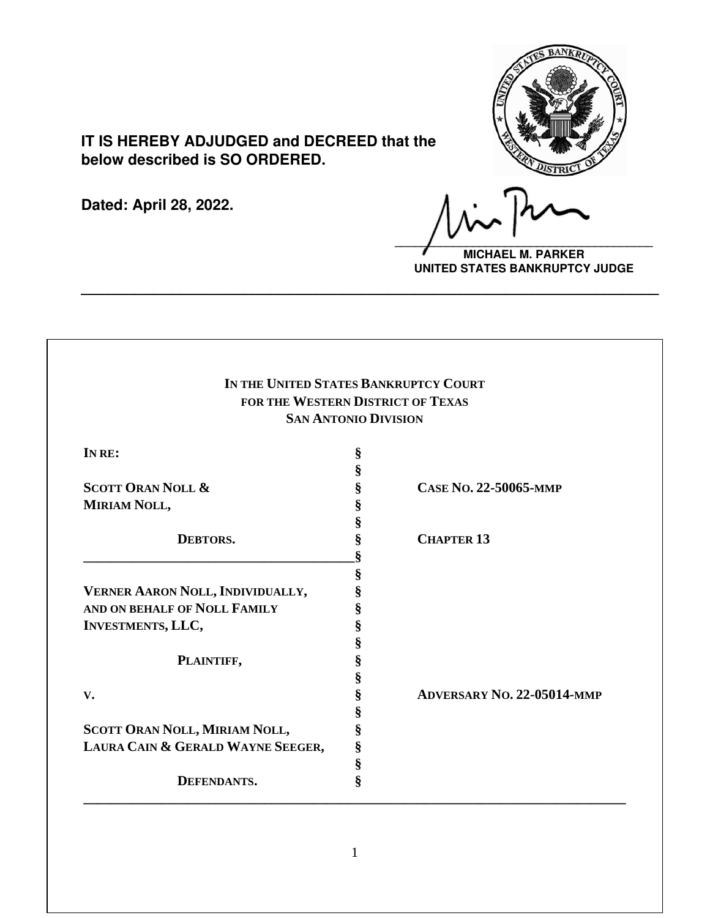**IT IS HEREBY ADJUDGED and DECREED that the below described is SO ORDERED.**

**Dated: April 28, 2022.**

**MICHAEL M. PARKER**
**UNITED STATES BANKRUPTCY JUDGE**

---

**IN THE UNITED STATES BANKRUPTCY COURT**
**FOR THE WESTERN DISTRICT OF TEXAS**
**SAN ANTONIO DIVISION**

| | | |
|---|---|---|
| **IN RE:** | § | |
| | § | |
| **SCOTT ORAN NOLL &** | § | **CASE NO. 22-50065-MMP** |
| **MIRIAM NOLL,** | § | |
| | § | |
| **DEBTORS.** | § | **CHAPTER 13** |
| | § | |
| | § | |
| **VERNER AARON NOLL, INDIVIDUALLY,** | § | |
| **AND ON BEHALF OF NOLL FAMILY** | § | |
| **INVESTMENTS, LLC,** | § | |
| | § | |
| **PLAINTIFF,** | § | |
| | § | |
| **V.** | § | **ADVERSARY NO. 22-05014-MMP** |
| | § | |
| **SCOTT ORAN NOLL, MIRIAM NOLL,** | § | |
| **LAURA CAIN & GERALD WAYNE SEEGER,** | § | |
| | § | |
| **DEFENDANTS.** | § | |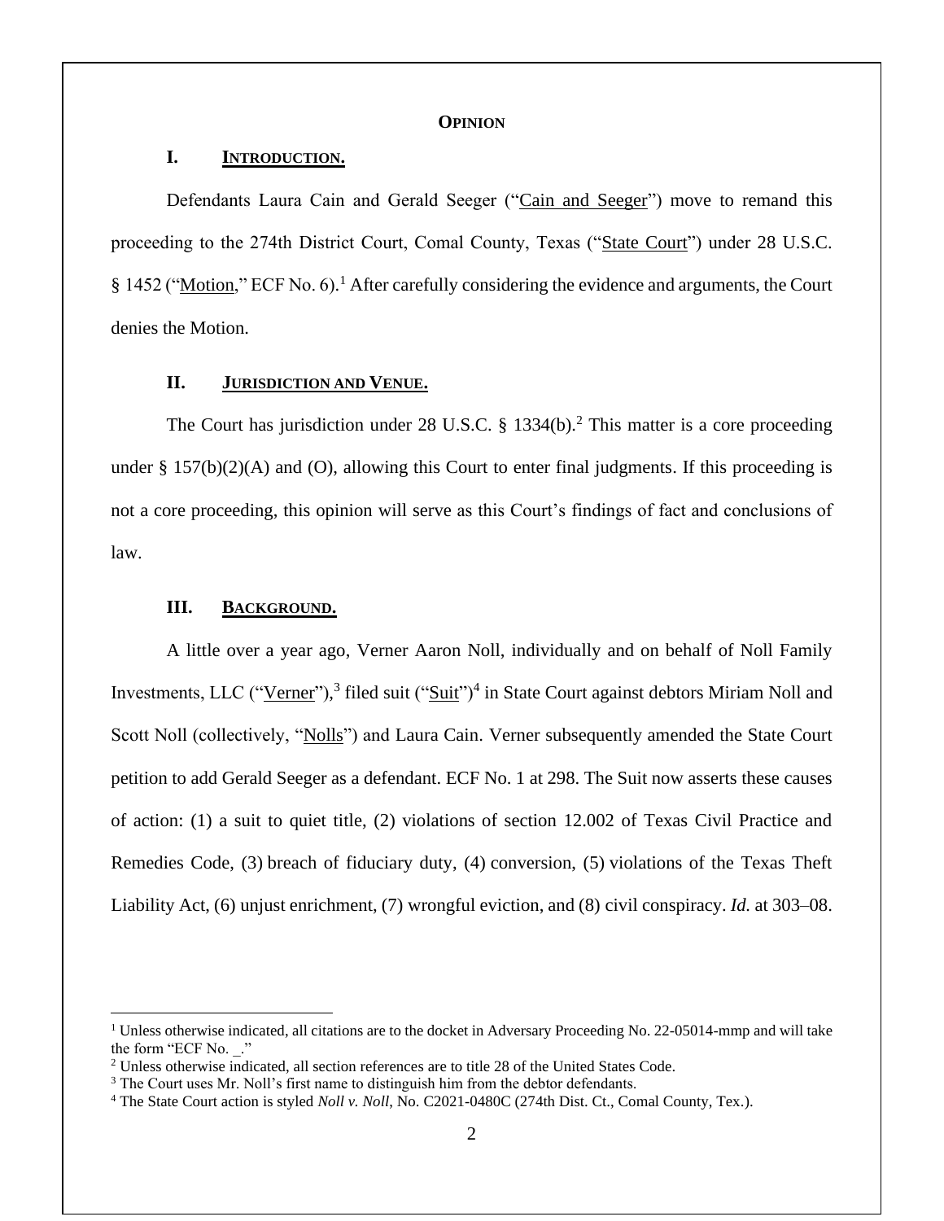## OPINION

### I. INTRODUCTION.

Defendants Laura Cain and Gerald Seeger ("Cain and Seeger") move to remand this proceeding to the 274th District Court, Comal County, Texas ("State Court") under 28 U.S.C. § 1452 ("Motion," ECF No. 6).[1] After carefully considering the evidence and arguments, the Court denies the Motion.

### II. JURISDICTION AND VENUE.

The Court has jurisdiction under 28 U.S.C. § 1334(b).[2] This matter is a core proceeding under § 157(b)(2)(A) and (O), allowing this Court to enter final judgments. If this proceeding is not a core proceeding, this opinion will serve as this Court's findings of fact and conclusions of law.

### III. BACKGROUND.

A little over a year ago, Verner Aaron Noll, individually and on behalf of Noll Family Investments, LLC ("Verner"),[3] filed suit ("Suit")[4] in State Court against debtors Miriam Noll and Scott Noll (collectively, "Nolls") and Laura Cain. Verner subsequently amended the State Court petition to add Gerald Seeger as a defendant. ECF No. 1 at 298. The Suit now asserts these causes of action: (1) a suit to quiet title, (2) violations of section 12.002 of Texas Civil Practice and Remedies Code, (3) breach of fiduciary duty, (4) conversion, (5) violations of the Texas Theft Liability Act, (6) unjust enrichment, (7) wrongful eviction, and (8) civil conspiracy. *Id.* at 303–08.

---

[1] Unless otherwise indicated, all citations are to the docket in Adversary Proceeding No. 22-05014-mmp and will take the form "ECF No. _."

[2] Unless otherwise indicated, all section references are to title 28 of the United States Code.

[3] The Court uses Mr. Noll's first name to distinguish him from the debtor defendants.

[4] The State Court action is styled *Noll v. Noll*, No. C2021-0480C (274th Dist. Ct., Comal County, Tex.).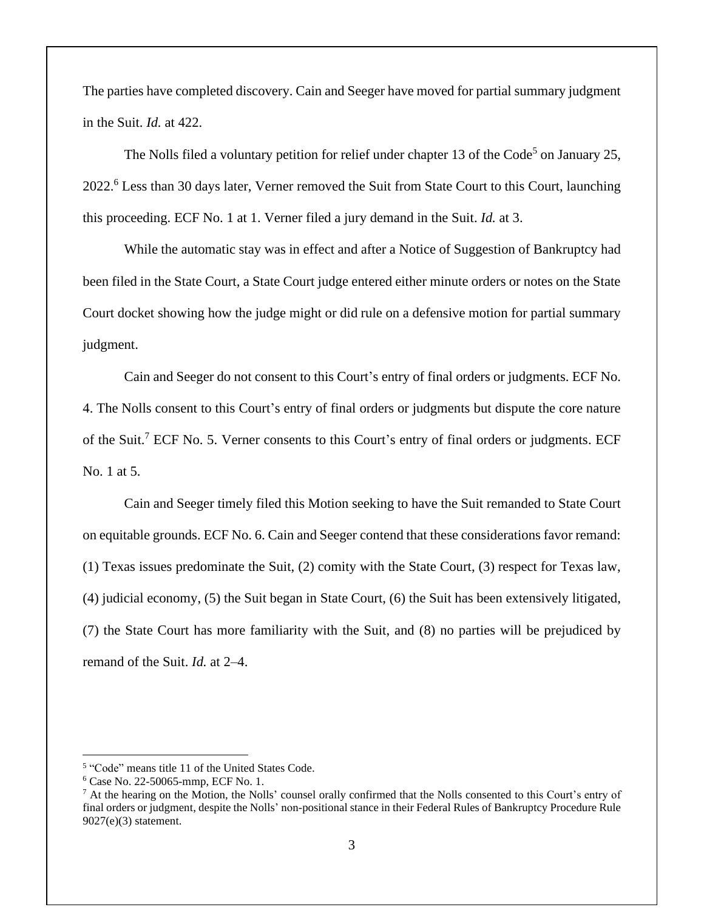The parties have completed discovery. Cain and Seeger have moved for partial summary judgment in the Suit. *Id.* at 422.

The Nolls filed a voluntary petition for relief under chapter 13 of the Code[5] on January 25, 2022.[6] Less than 30 days later, Verner removed the Suit from State Court to this Court, launching this proceeding. ECF No. 1 at 1. Verner filed a jury demand in the Suit. *Id.* at 3.

While the automatic stay was in effect and after a Notice of Suggestion of Bankruptcy had been filed in the State Court, a State Court judge entered either minute orders or notes on the State Court docket showing how the judge might or did rule on a defensive motion for partial summary judgment.

Cain and Seeger do not consent to this Court's entry of final orders or judgments. ECF No. 4. The Nolls consent to this Court's entry of final orders or judgments but dispute the core nature of the Suit.[7] ECF No. 5. Verner consents to this Court's entry of final orders or judgments. ECF No. 1 at 5.

Cain and Seeger timely filed this Motion seeking to have the Suit remanded to State Court on equitable grounds. ECF No. 6. Cain and Seeger contend that these considerations favor remand: (1) Texas issues predominate the Suit, (2) comity with the State Court, (3) respect for Texas law, (4) judicial economy, (5) the Suit began in State Court, (6) the Suit has been extensively litigated, (7) the State Court has more familiarity with the Suit, and (8) no parties will be prejudiced by remand of the Suit. *Id.* at 2–4.

---

[5] "Code" means title 11 of the United States Code.

[6] Case No. 22-50065-mmp, ECF No. 1.

[7] At the hearing on the Motion, the Nolls' counsel orally confirmed that the Nolls consented to this Court's entry of final orders or judgment, despite the Nolls' non-positional stance in their Federal Rules of Bankruptcy Procedure Rule 9027(e)(3) statement.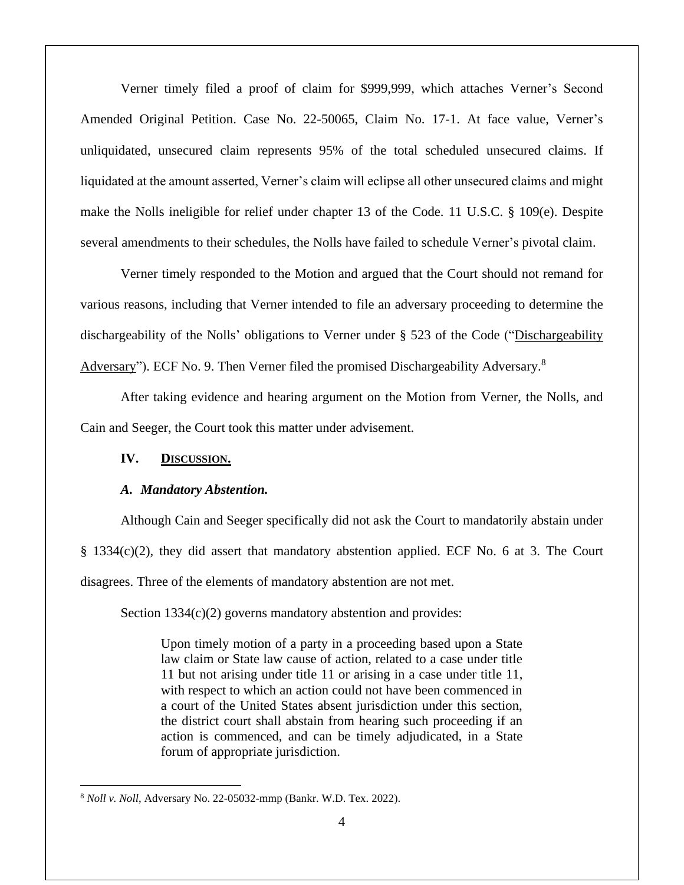Verner timely filed a proof of claim for $999,999, which attaches Verner's Second Amended Original Petition. Case No. 22-50065, Claim No. 17-1. At face value, Verner's unliquidated, unsecured claim represents 95% of the total scheduled unsecured claims. If liquidated at the amount asserted, Verner's claim will eclipse all other unsecured claims and might make the Nolls ineligible for relief under chapter 13 of the Code. 11 U.S.C. § 109(e). Despite several amendments to their schedules, the Nolls have failed to schedule Verner's pivotal claim.

Verner timely responded to the Motion and argued that the Court should not remand for various reasons, including that Verner intended to file an adversary proceeding to determine the dischargeability of the Nolls' obligations to Verner under § 523 of the Code ("Dischargeability Adversary"). ECF No. 9. Then Verner filed the promised Dischargeability Adversary.[8]

After taking evidence and hearing argument on the Motion from Verner, the Nolls, and Cain and Seeger, the Court took this matter under advisement.

## IV. DISCUSSION.

### *A. Mandatory Abstention.*

Although Cain and Seeger specifically did not ask the Court to mandatorily abstain under § 1334(c)(2), they did assert that mandatory abstention applied. ECF No. 6 at 3. The Court disagrees. Three of the elements of mandatory abstention are not met.

Section 1334(c)(2) governs mandatory abstention and provides:

> Upon timely motion of a party in a proceeding based upon a State law claim or State law cause of action, related to a case under title 11 but not arising under title 11 or arising in a case under title 11, with respect to which an action could not have been commenced in a court of the United States absent jurisdiction under this section, the district court shall abstain from hearing such proceeding if an action is commenced, and can be timely adjudicated, in a State forum of appropriate jurisdiction.

---

[8] *Noll v. Noll*, Adversary No. 22-05032-mmp (Bankr. W.D. Tex. 2022).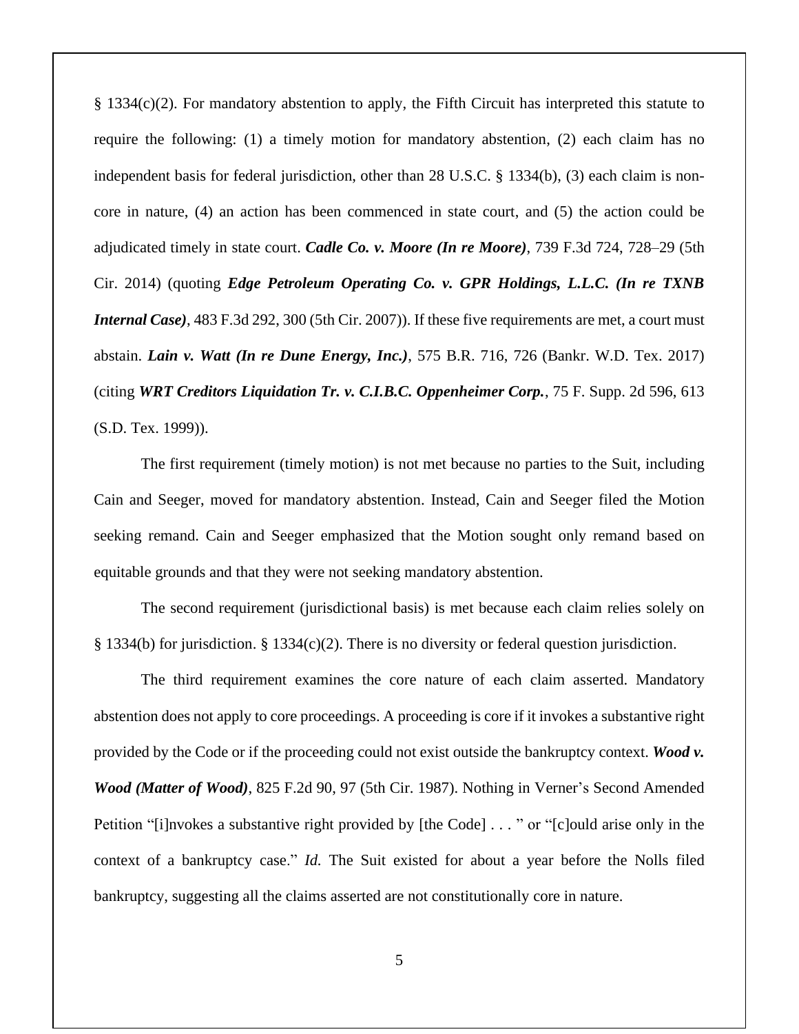§ 1334(c)(2). For mandatory abstention to apply, the Fifth Circuit has interpreted this statute to require the following: (1) a timely motion for mandatory abstention, (2) each claim has no independent basis for federal jurisdiction, other than 28 U.S.C. § 1334(b), (3) each claim is non-core in nature, (4) an action has been commenced in state court, and (5) the action could be adjudicated timely in state court. ***Cadle Co. v. Moore (In re Moore)***, 739 F.3d 724, 728–29 (5th Cir. 2014) (quoting ***Edge Petroleum Operating Co. v. GPR Holdings, L.L.C. (In re TXNB Internal Case)***, 483 F.3d 292, 300 (5th Cir. 2007)). If these five requirements are met, a court must abstain. ***Lain v. Watt (In re Dune Energy, Inc.)***, 575 B.R. 716, 726 (Bankr. W.D. Tex. 2017) (citing ***WRT Creditors Liquidation Tr. v. C.I.B.C. Oppenheimer Corp.***, 75 F. Supp. 2d 596, 613 (S.D. Tex. 1999)).

The first requirement (timely motion) is not met because no parties to the Suit, including Cain and Seeger, moved for mandatory abstention. Instead, Cain and Seeger filed the Motion seeking remand. Cain and Seeger emphasized that the Motion sought only remand based on equitable grounds and that they were not seeking mandatory abstention.

The second requirement (jurisdictional basis) is met because each claim relies solely on § 1334(b) for jurisdiction. § 1334(c)(2). There is no diversity or federal question jurisdiction.

The third requirement examines the core nature of each claim asserted. Mandatory abstention does not apply to core proceedings. A proceeding is core if it invokes a substantive right provided by the Code or if the proceeding could not exist outside the bankruptcy context. ***Wood v. Wood (Matter of Wood)***, 825 F.2d 90, 97 (5th Cir. 1987). Nothing in Verner's Second Amended Petition "[i]nvokes a substantive right provided by [the Code] . . . " or "[c]ould arise only in the context of a bankruptcy case." *Id.* The Suit existed for about a year before the Nolls filed bankruptcy, suggesting all the claims asserted are not constitutionally core in nature.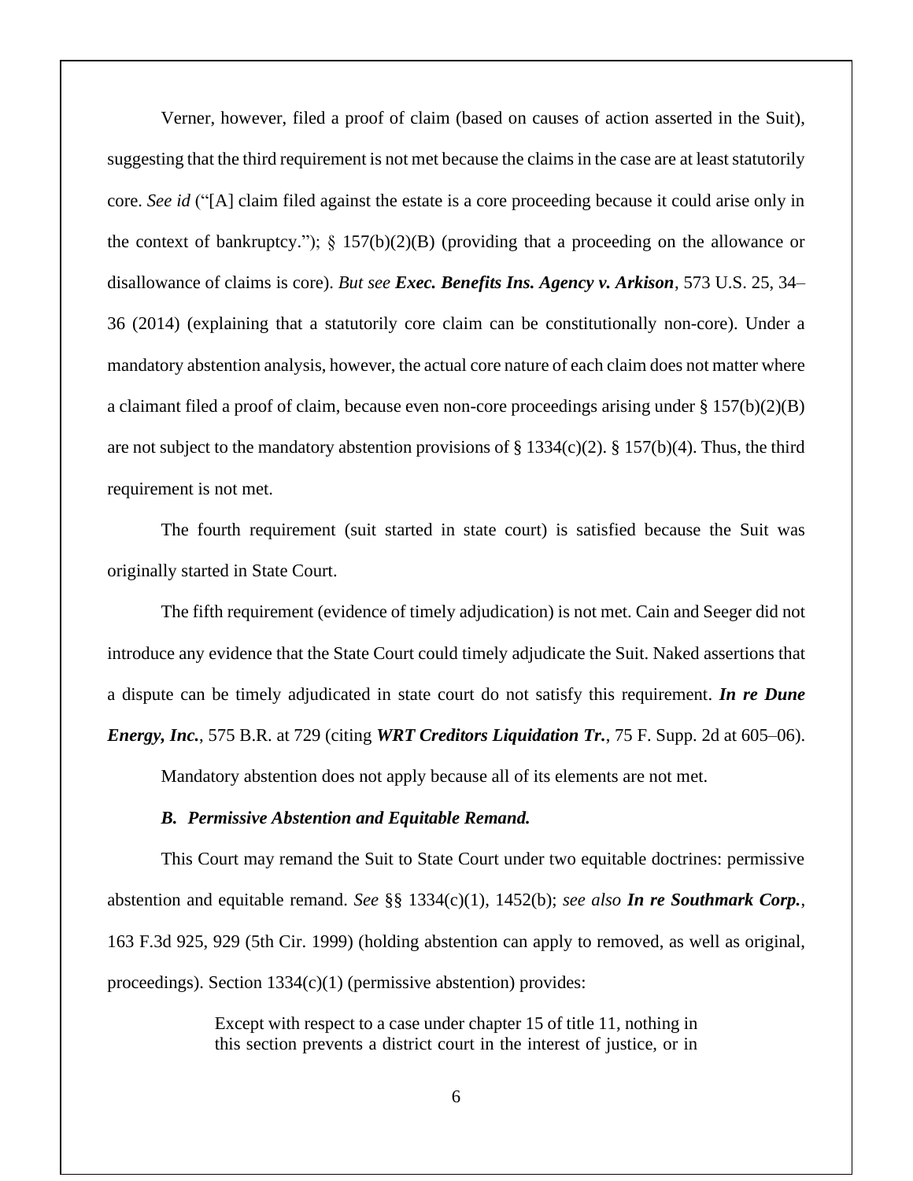Verner, however, filed a proof of claim (based on causes of action asserted in the Suit), suggesting that the third requirement is not met because the claims in the case are at least statutorily core. *See id* ("[A] claim filed against the estate is a core proceeding because it could arise only in the context of bankruptcy."); § 157(b)(2)(B) (providing that a proceeding on the allowance or disallowance of claims is core). *But see* ***Exec. Benefits Ins. Agency v. Arkison***, 573 U.S. 25, 34–36 (2014) (explaining that a statutorily core claim can be constitutionally non-core). Under a mandatory abstention analysis, however, the actual core nature of each claim does not matter where a claimant filed a proof of claim, because even non-core proceedings arising under § 157(b)(2)(B) are not subject to the mandatory abstention provisions of § 1334(c)(2). § 157(b)(4). Thus, the third requirement is not met.

The fourth requirement (suit started in state court) is satisfied because the Suit was originally started in State Court.

The fifth requirement (evidence of timely adjudication) is not met. Cain and Seeger did not introduce any evidence that the State Court could timely adjudicate the Suit. Naked assertions that a dispute can be timely adjudicated in state court do not satisfy this requirement. ***In re Dune Energy, Inc.***, 575 B.R. at 729 (citing ***WRT Creditors Liquidation Tr.***, 75 F. Supp. 2d at 605–06).

Mandatory abstention does not apply because all of its elements are not met.

***B. Permissive Abstention and Equitable Remand.***

This Court may remand the Suit to State Court under two equitable doctrines: permissive abstention and equitable remand. *See* §§ 1334(c)(1), 1452(b); *see also* ***In re Southmark Corp.***, 163 F.3d 925, 929 (5th Cir. 1999) (holding abstention can apply to removed, as well as original, proceedings). Section 1334(c)(1) (permissive abstention) provides:

> Except with respect to a case under chapter 15 of title 11, nothing in this section prevents a district court in the interest of justice, or in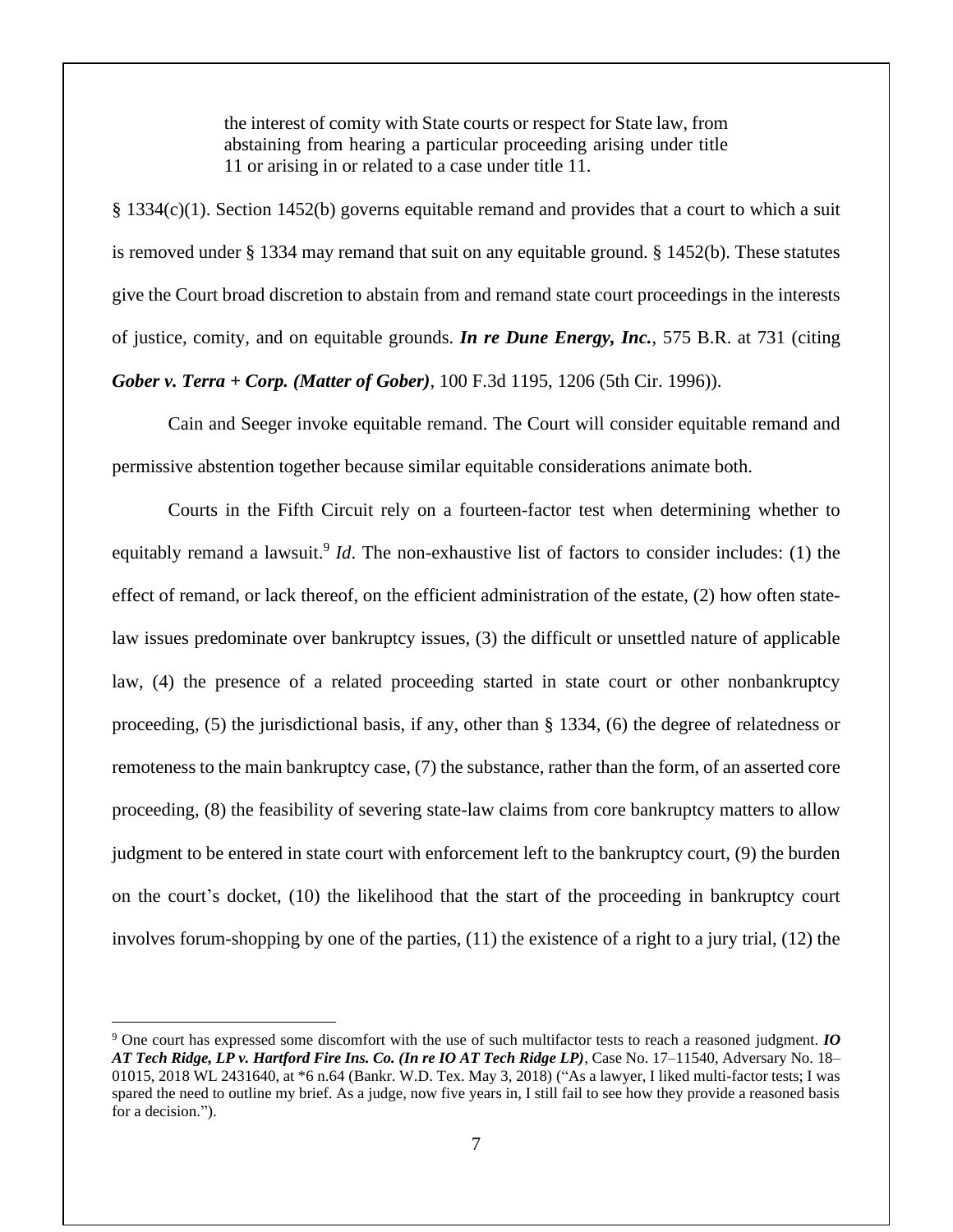> the interest of comity with State courts or respect for State law, from abstaining from hearing a particular proceeding arising under title 11 or arising in or related to a case under title 11.

§ 1334(c)(1). Section 1452(b) governs equitable remand and provides that a court to which a suit is removed under § 1334 may remand that suit on any equitable ground. § 1452(b). These statutes give the Court broad discretion to abstain from and remand state court proceedings in the interests of justice, comity, and on equitable grounds. ***In re Dune Energy, Inc.***, 575 B.R. at 731 (citing ***Gober v. Terra + Corp. (Matter of Gober)***, 100 F.3d 1195, 1206 (5th Cir. 1996)).

Cain and Seeger invoke equitable remand. The Court will consider equitable remand and permissive abstention together because similar equitable considerations animate both.

Courts in the Fifth Circuit rely on a fourteen-factor test when determining whether to equitably remand a lawsuit.[9] *Id*. The non-exhaustive list of factors to consider includes: (1) the effect of remand, or lack thereof, on the efficient administration of the estate, (2) how often state-law issues predominate over bankruptcy issues, (3) the difficult or unsettled nature of applicable law, (4) the presence of a related proceeding started in state court or other nonbankruptcy proceeding, (5) the jurisdictional basis, if any, other than § 1334, (6) the degree of relatedness or remoteness to the main bankruptcy case, (7) the substance, rather than the form, of an asserted core proceeding, (8) the feasibility of severing state-law claims from core bankruptcy matters to allow judgment to be entered in state court with enforcement left to the bankruptcy court, (9) the burden on the court's docket, (10) the likelihood that the start of the proceeding in bankruptcy court involves forum-shopping by one of the parties, (11) the existence of a right to a jury trial, (12) the

[9] One court has expressed some discomfort with the use of such multifactor tests to reach a reasoned judgment. ***IO AT Tech Ridge, LP v. Hartford Fire Ins. Co. (In re IO AT Tech Ridge LP)***, Case No. 17–11540, Adversary No. 18–01015, 2018 WL 2431640, at *6 n.64 (Bankr. W.D. Tex. May 3, 2018) ("As a lawyer, I liked multi-factor tests; I was spared the need to outline my brief. As a judge, now five years in, I still fail to see how they provide a reasoned basis for a decision.").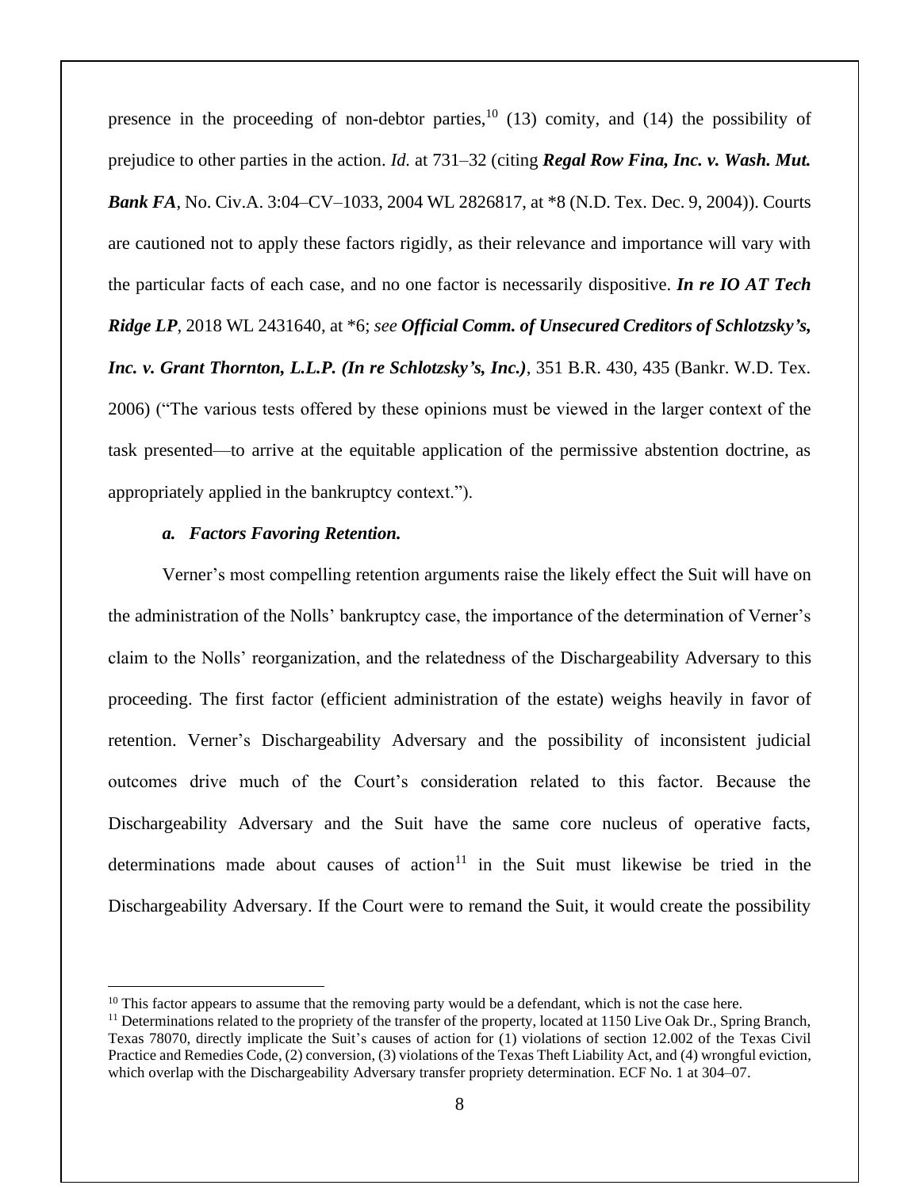presence in the proceeding of non-debtor parties,[10] (13) comity, and (14) the possibility of prejudice to other parties in the action. *Id.* at 731–32 (citing ***Regal Row Fina, Inc. v. Wash. Mut. Bank FA***, No. Civ.A. 3:04–CV–1033, 2004 WL 2826817, at *8 (N.D. Tex. Dec. 9, 2004)). Courts are cautioned not to apply these factors rigidly, as their relevance and importance will vary with the particular facts of each case, and no one factor is necessarily dispositive. ***In re IO AT Tech Ridge LP***, 2018 WL 2431640, at *6; *see* ***Official Comm. of Unsecured Creditors of Schlotzsky's, Inc. v. Grant Thornton, L.L.P. (In re Schlotzsky's, Inc.)***, 351 B.R. 430, 435 (Bankr. W.D. Tex. 2006) ("The various tests offered by these opinions must be viewed in the larger context of the task presented—to arrive at the equitable application of the permissive abstention doctrine, as appropriately applied in the bankruptcy context.").

***a. Factors Favoring Retention.***

Verner's most compelling retention arguments raise the likely effect the Suit will have on the administration of the Nolls' bankruptcy case, the importance of the determination of Verner's claim to the Nolls' reorganization, and the relatedness of the Dischargeability Adversary to this proceeding. The first factor (efficient administration of the estate) weighs heavily in favor of retention. Verner's Dischargeability Adversary and the possibility of inconsistent judicial outcomes drive much of the Court's consideration related to this factor. Because the Dischargeability Adversary and the Suit have the same core nucleus of operative facts, determinations made about causes of action[11] in the Suit must likewise be tried in the Dischargeability Adversary. If the Court were to remand the Suit, it would create the possibility

[10] This factor appears to assume that the removing party would be a defendant, which is not the case here.

[11] Determinations related to the propriety of the transfer of the property, located at 1150 Live Oak Dr., Spring Branch, Texas 78070, directly implicate the Suit's causes of action for (1) violations of section 12.002 of the Texas Civil Practice and Remedies Code, (2) conversion, (3) violations of the Texas Theft Liability Act, and (4) wrongful eviction, which overlap with the Dischargeability Adversary transfer propriety determination. ECF No. 1 at 304–07.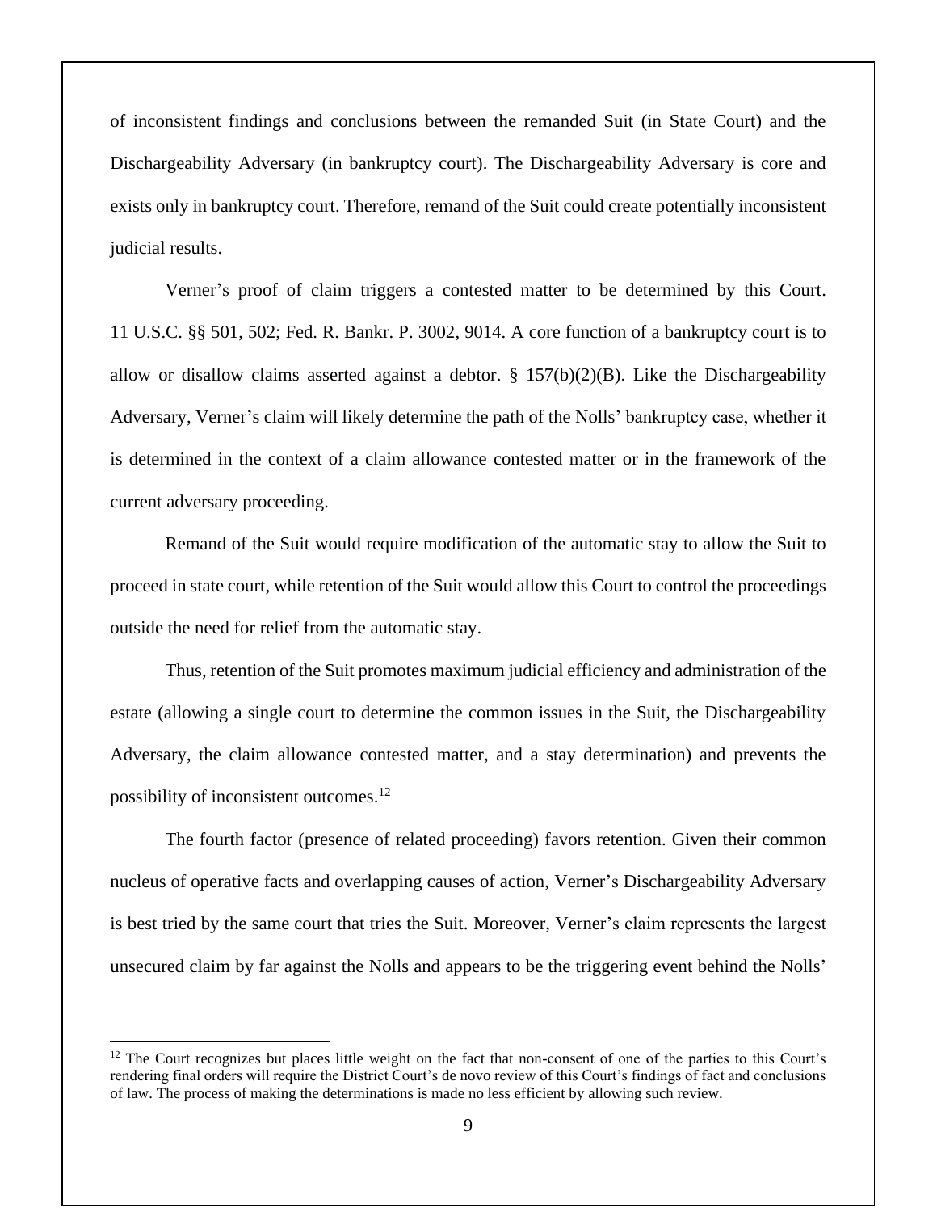of inconsistent findings and conclusions between the remanded Suit (in State Court) and the Dischargeability Adversary (in bankruptcy court). The Dischargeability Adversary is core and exists only in bankruptcy court. Therefore, remand of the Suit could create potentially inconsistent judicial results.

Verner's proof of claim triggers a contested matter to be determined by this Court. 11 U.S.C. §§ 501, 502; Fed. R. Bankr. P. 3002, 9014. A core function of a bankruptcy court is to allow or disallow claims asserted against a debtor. § 157(b)(2)(B). Like the Dischargeability Adversary, Verner's claim will likely determine the path of the Nolls' bankruptcy case, whether it is determined in the context of a claim allowance contested matter or in the framework of the current adversary proceeding.

Remand of the Suit would require modification of the automatic stay to allow the Suit to proceed in state court, while retention of the Suit would allow this Court to control the proceedings outside the need for relief from the automatic stay.

Thus, retention of the Suit promotes maximum judicial efficiency and administration of the estate (allowing a single court to determine the common issues in the Suit, the Dischargeability Adversary, the claim allowance contested matter, and a stay determination) and prevents the possibility of inconsistent outcomes.[12]

The fourth factor (presence of related proceeding) favors retention. Given their common nucleus of operative facts and overlapping causes of action, Verner's Dischargeability Adversary is best tried by the same court that tries the Suit. Moreover, Verner's claim represents the largest unsecured claim by far against the Nolls and appears to be the triggering event behind the Nolls'

[12] The Court recognizes but places little weight on the fact that non-consent of one of the parties to this Court's rendering final orders will require the District Court's de novo review of this Court's findings of fact and conclusions of law. The process of making the determinations is made no less efficient by allowing such review.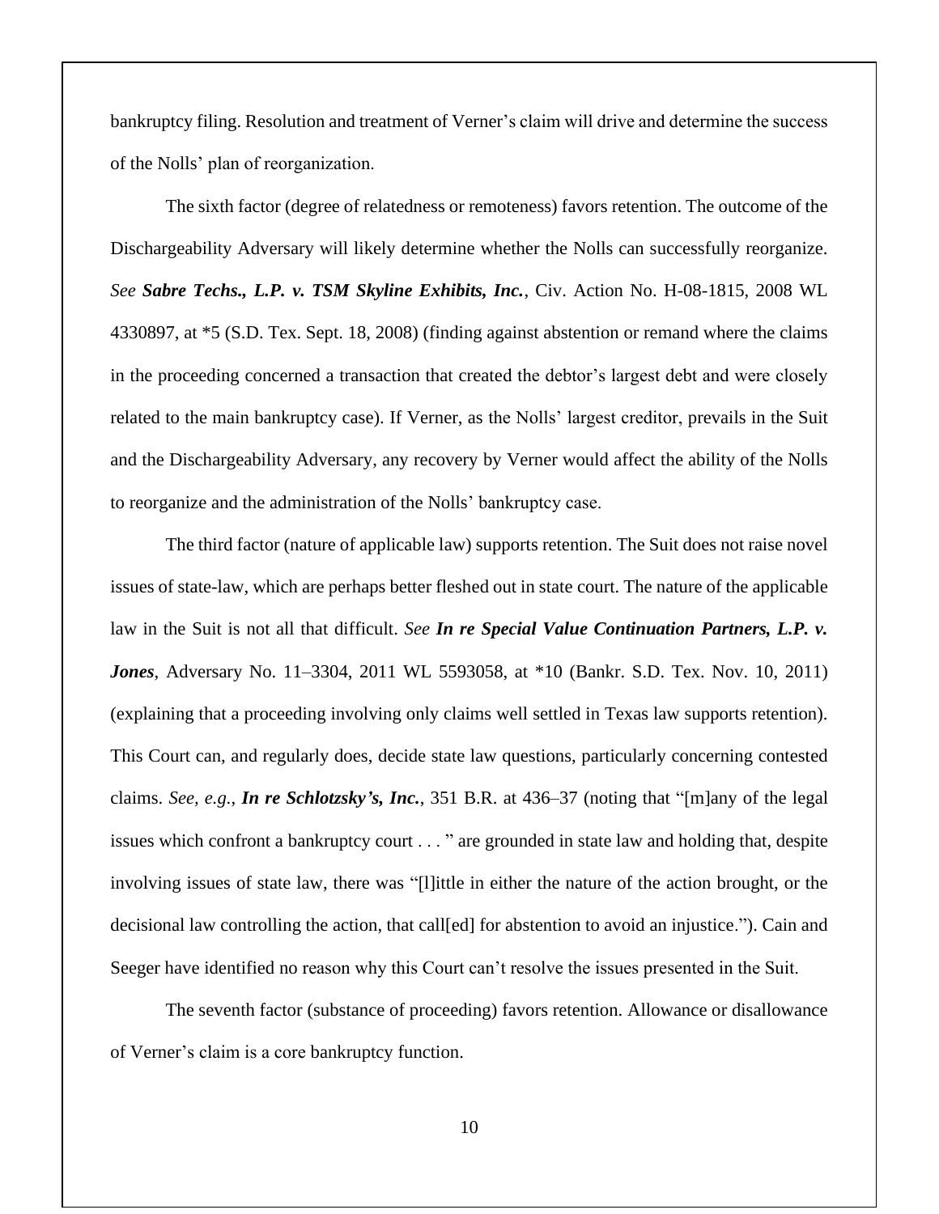bankruptcy filing. Resolution and treatment of Verner's claim will drive and determine the success of the Nolls' plan of reorganization.

The sixth factor (degree of relatedness or remoteness) favors retention. The outcome of the Dischargeability Adversary will likely determine whether the Nolls can successfully reorganize. *See* ***Sabre Techs., L.P. v. TSM Skyline Exhibits, Inc.***, Civ. Action No. H-08-1815, 2008 WL 4330897, at *5 (S.D. Tex. Sept. 18, 2008) (finding against abstention or remand where the claims in the proceeding concerned a transaction that created the debtor's largest debt and were closely related to the main bankruptcy case). If Verner, as the Nolls' largest creditor, prevails in the Suit and the Dischargeability Adversary, any recovery by Verner would affect the ability of the Nolls to reorganize and the administration of the Nolls' bankruptcy case.

The third factor (nature of applicable law) supports retention. The Suit does not raise novel issues of state-law, which are perhaps better fleshed out in state court. The nature of the applicable law in the Suit is not all that difficult. *See* ***In re Special Value Continuation Partners, L.P. v. Jones***, Adversary No. 11–3304, 2011 WL 5593058, at *10 (Bankr. S.D. Tex. Nov. 10, 2011) (explaining that a proceeding involving only claims well settled in Texas law supports retention). This Court can, and regularly does, decide state law questions, particularly concerning contested claims. *See, e.g.*, ***In re Schlotzsky's, Inc.***, 351 B.R. at 436–37 (noting that "[m]any of the legal issues which confront a bankruptcy court . . . " are grounded in state law and holding that, despite involving issues of state law, there was "[l]ittle in either the nature of the action brought, or the decisional law controlling the action, that call[ed] for abstention to avoid an injustice."). Cain and Seeger have identified no reason why this Court can't resolve the issues presented in the Suit.

The seventh factor (substance of proceeding) favors retention. Allowance or disallowance of Verner's claim is a core bankruptcy function.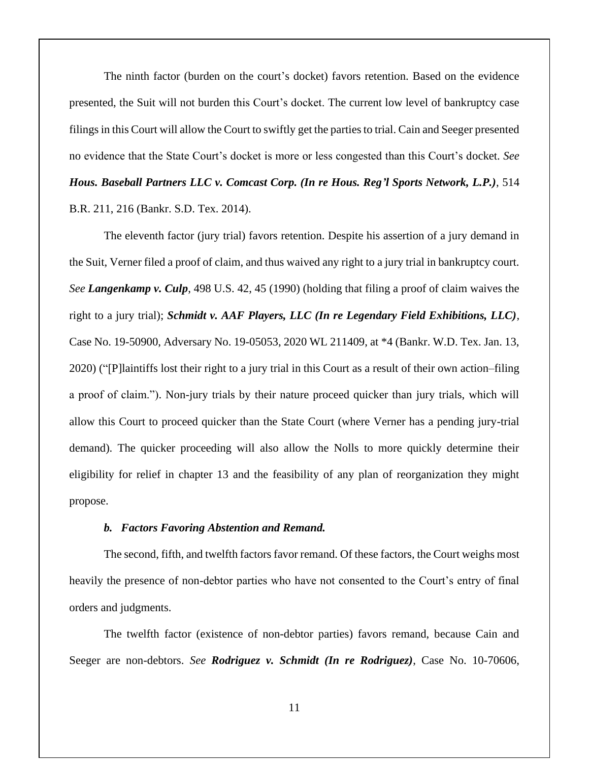The ninth factor (burden on the court's docket) favors retention. Based on the evidence presented, the Suit will not burden this Court's docket. The current low level of bankruptcy case filings in this Court will allow the Court to swiftly get the parties to trial. Cain and Seeger presented no evidence that the State Court's docket is more or less congested than this Court's docket. *See* ***Hous. Baseball Partners LLC v. Comcast Corp. (In re Hous. Reg'l Sports Network, L.P.)***, 514 B.R. 211, 216 (Bankr. S.D. Tex. 2014).

The eleventh factor (jury trial) favors retention. Despite his assertion of a jury demand in the Suit, Verner filed a proof of claim, and thus waived any right to a jury trial in bankruptcy court. *See* ***Langenkamp v. Culp***, 498 U.S. 42, 45 (1990) (holding that filing a proof of claim waives the right to a jury trial); ***Schmidt v. AAF Players, LLC (In re Legendary Field Exhibitions, LLC)***, Case No. 19-50900, Adversary No. 19-05053, 2020 WL 211409, at *4 (Bankr. W.D. Tex. Jan. 13, 2020) ("[P]laintiffs lost their right to a jury trial in this Court as a result of their own action–filing a proof of claim."). Non-jury trials by their nature proceed quicker than jury trials, which will allow this Court to proceed quicker than the State Court (where Verner has a pending jury-trial demand). The quicker proceeding will also allow the Nolls to more quickly determine their eligibility for relief in chapter 13 and the feasibility of any plan of reorganization they might propose.

***b. Factors Favoring Abstention and Remand.***

The second, fifth, and twelfth factors favor remand. Of these factors, the Court weighs most heavily the presence of non-debtor parties who have not consented to the Court's entry of final orders and judgments.

The twelfth factor (existence of non-debtor parties) favors remand, because Cain and Seeger are non-debtors. *See* ***Rodriguez v. Schmidt (In re Rodriguez)***, Case No. 10-70606,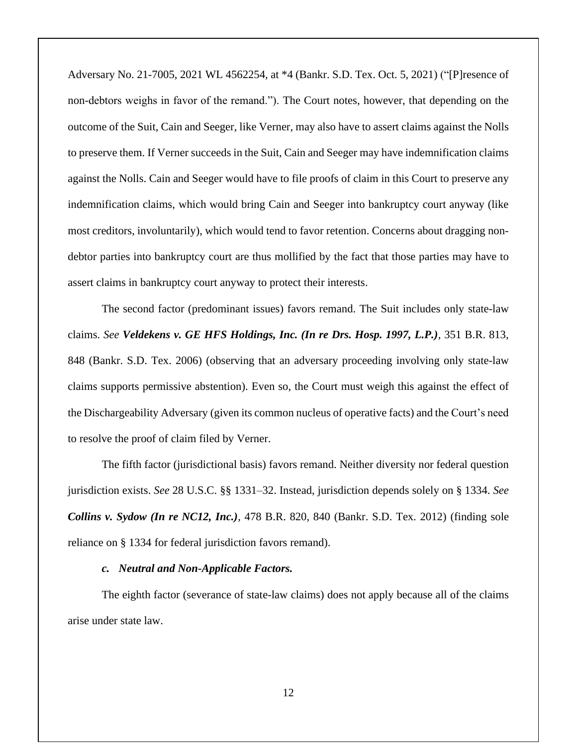Adversary No. 21-7005, 2021 WL 4562254, at *4 (Bankr. S.D. Tex. Oct. 5, 2021) ("[P]resence of non-debtors weighs in favor of the remand."). The Court notes, however, that depending on the outcome of the Suit, Cain and Seeger, like Verner, may also have to assert claims against the Nolls to preserve them. If Verner succeeds in the Suit, Cain and Seeger may have indemnification claims against the Nolls. Cain and Seeger would have to file proofs of claim in this Court to preserve any indemnification claims, which would bring Cain and Seeger into bankruptcy court anyway (like most creditors, involuntarily), which would tend to favor retention. Concerns about dragging non-debtor parties into bankruptcy court are thus mollified by the fact that those parties may have to assert claims in bankruptcy court anyway to protect their interests.

The second factor (predominant issues) favors remand. The Suit includes only state-law claims. *See* ***Veldekens v. GE HFS Holdings, Inc. (In re Drs. Hosp. 1997, L.P.)***, 351 B.R. 813, 848 (Bankr. S.D. Tex. 2006) (observing that an adversary proceeding involving only state-law claims supports permissive abstention). Even so, the Court must weigh this against the effect of the Dischargeability Adversary (given its common nucleus of operative facts) and the Court's need to resolve the proof of claim filed by Verner.

The fifth factor (jurisdictional basis) favors remand. Neither diversity nor federal question jurisdiction exists. *See* 28 U.S.C. §§ 1331–32. Instead, jurisdiction depends solely on § 1334. *See* ***Collins v. Sydow (In re NC12, Inc.)***, 478 B.R. 820, 840 (Bankr. S.D. Tex. 2012) (finding sole reliance on § 1334 for federal jurisdiction favors remand).

***c. Neutral and Non-Applicable Factors.***

The eighth factor (severance of state-law claims) does not apply because all of the claims arise under state law.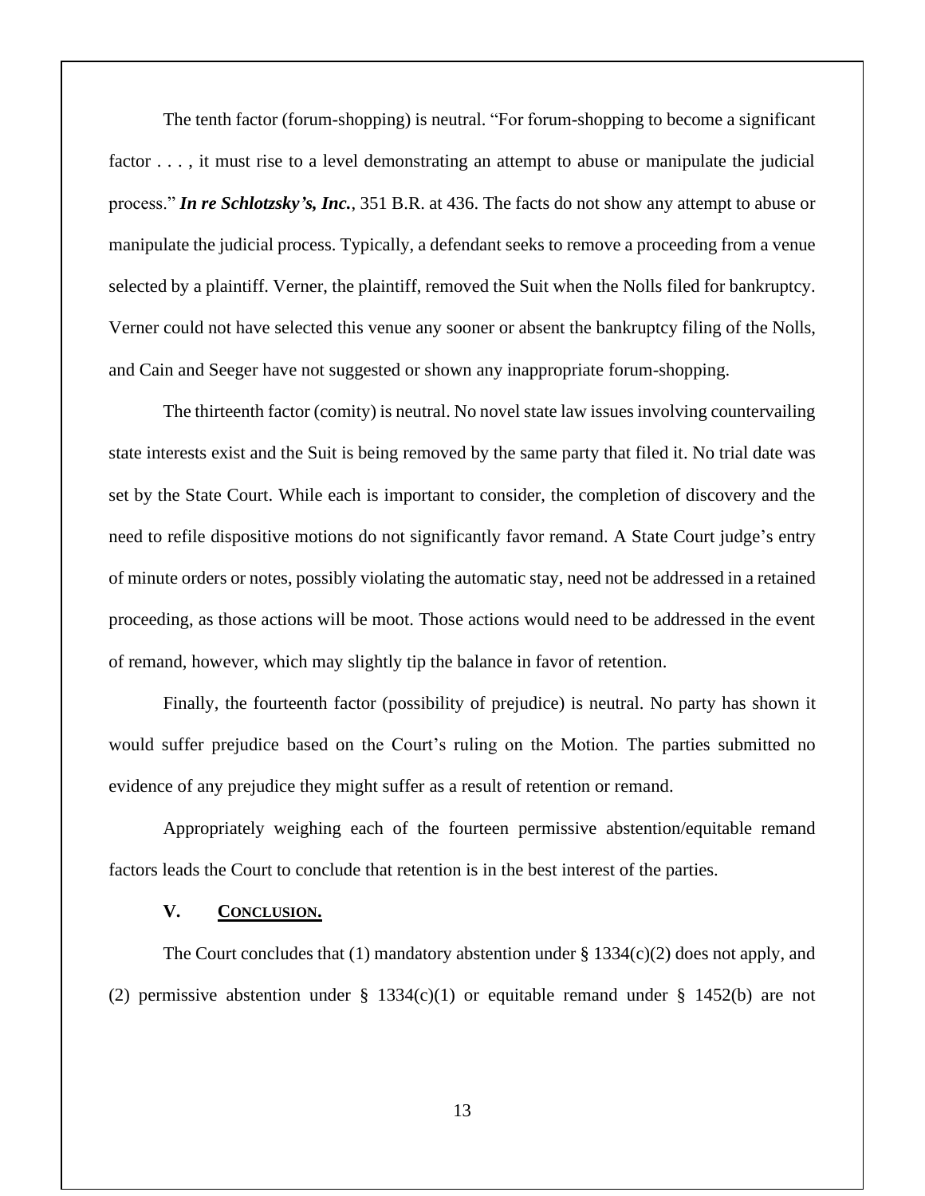The tenth factor (forum-shopping) is neutral. "For forum-shopping to become a significant factor . . . , it must rise to a level demonstrating an attempt to abuse or manipulate the judicial process." ***In re Schlotzsky's, Inc.***, 351 B.R. at 436. The facts do not show any attempt to abuse or manipulate the judicial process. Typically, a defendant seeks to remove a proceeding from a venue selected by a plaintiff. Verner, the plaintiff, removed the Suit when the Nolls filed for bankruptcy. Verner could not have selected this venue any sooner or absent the bankruptcy filing of the Nolls, and Cain and Seeger have not suggested or shown any inappropriate forum-shopping.

The thirteenth factor (comity) is neutral. No novel state law issues involving countervailing state interests exist and the Suit is being removed by the same party that filed it. No trial date was set by the State Court. While each is important to consider, the completion of discovery and the need to refile dispositive motions do not significantly favor remand. A State Court judge's entry of minute orders or notes, possibly violating the automatic stay, need not be addressed in a retained proceeding, as those actions will be moot. Those actions would need to be addressed in the event of remand, however, which may slightly tip the balance in favor of retention.

Finally, the fourteenth factor (possibility of prejudice) is neutral. No party has shown it would suffer prejudice based on the Court's ruling on the Motion. The parties submitted no evidence of any prejudice they might suffer as a result of retention or remand.

Appropriately weighing each of the fourteen permissive abstention/equitable remand factors leads the Court to conclude that retention is in the best interest of the parties.

## V. CONCLUSION.

The Court concludes that (1) mandatory abstention under § 1334(c)(2) does not apply, and (2) permissive abstention under § 1334(c)(1) or equitable remand under § 1452(b) are not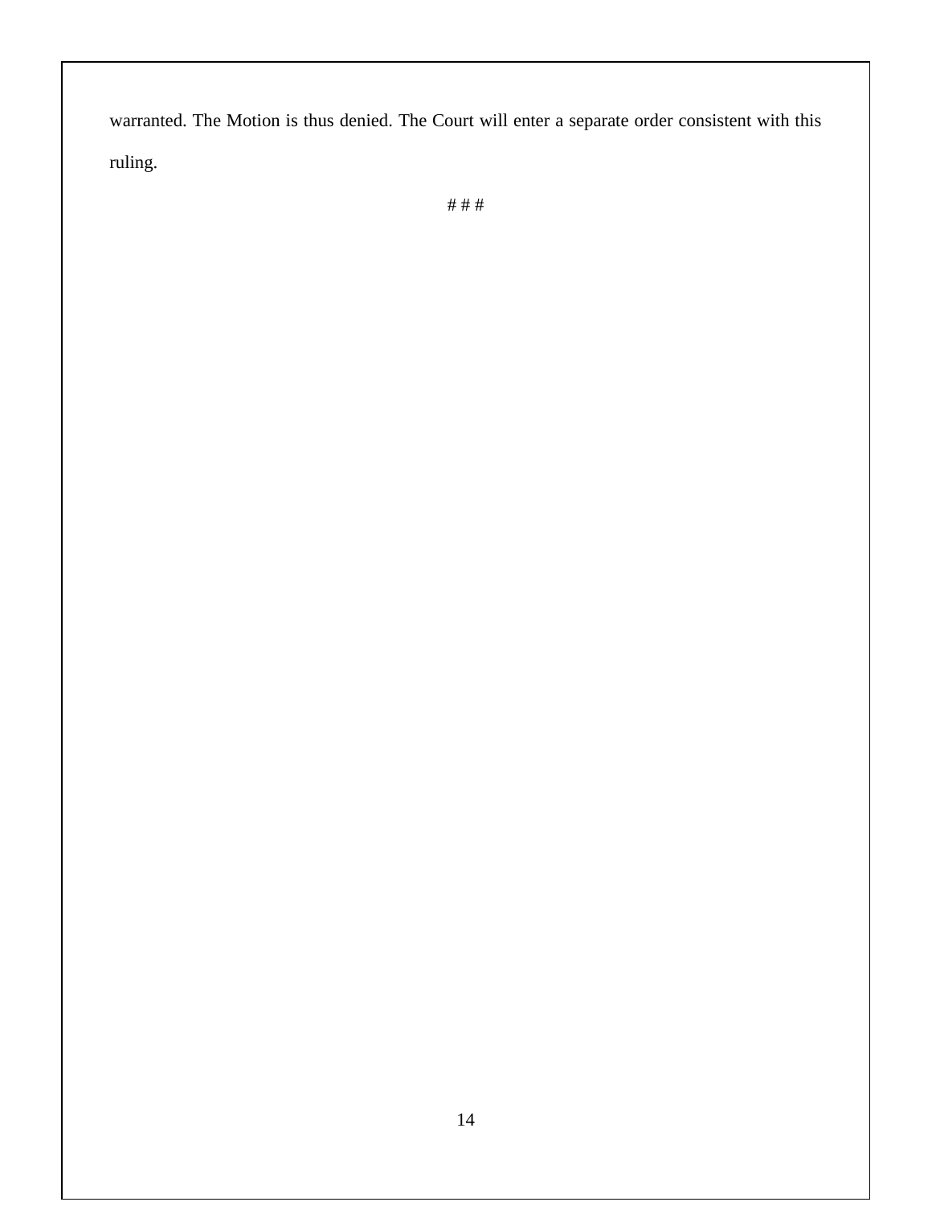warranted. The Motion is thus denied. The Court will enter a separate order consistent with this ruling.

# # #